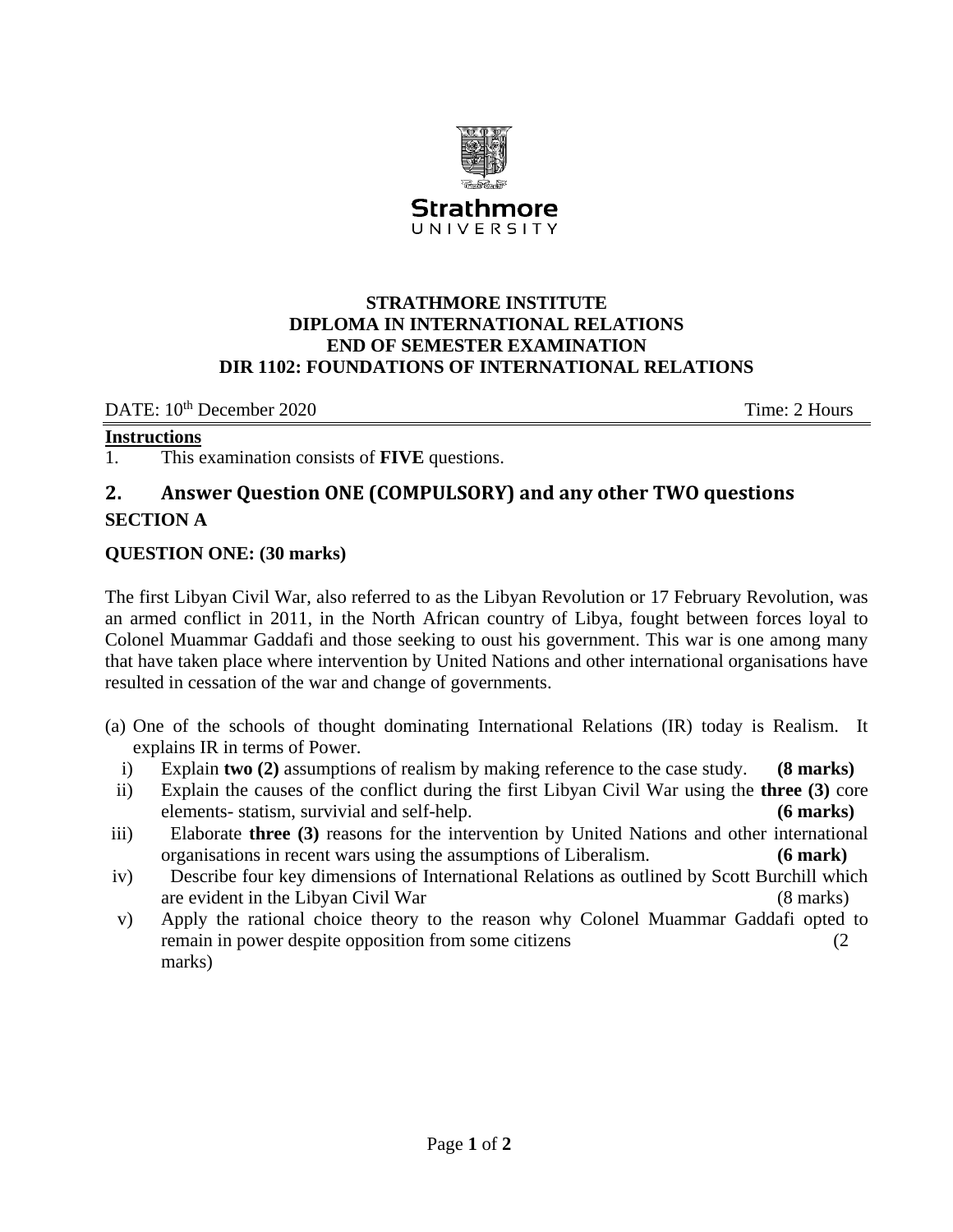**STRATHMORE INSTITUTE**
**DIPLOMA IN INTERNATIONAL RELATIONS**
**END OF SEMESTER EXAMINATION**
**DIR 1102: FOUNDATIONS OF INTERNATIONAL RELATIONS**

DATE: 10th December 2020 Time: 2 Hours

**Instructions**

1. This examination consists of **FIVE** questions.
2. **Answer Question ONE (COMPULSORY) and any other TWO questions**

## SECTION A

### QUESTION ONE: (30 marks)

The first Libyan Civil War, also referred to as the Libyan Revolution or 17 February Revolution, was an armed conflict in 2011, in the North African country of Libya, fought between forces loyal to Colonel Muammar Gaddafi and those seeking to oust his government. This war is one among many that have taken place where intervention by United Nations and other international organisations have resulted in cessation of the war and change of governments.

(a) One of the schools of thought dominating International Relations (IR) today is Realism. It explains IR in terms of Power.

i) Explain **two (2)** assumptions of realism by making reference to the case study. **(8 marks)**

ii) Explain the causes of the conflict during the first Libyan Civil War using the **three (3)** core elements- statism, survivial and self-help. **(6 marks)**

iii) Elaborate **three (3)** reasons for the intervention by United Nations and other international organisations in recent wars using the assumptions of Liberalism. **(6 mark)**

iv) Describe four key dimensions of International Relations as outlined by Scott Burchill which are evident in the Libyan Civil War (8 marks)

v) Apply the rational choice theory to the reason why Colonel Muammar Gaddafi opted to remain in power despite opposition from some citizens (2 marks)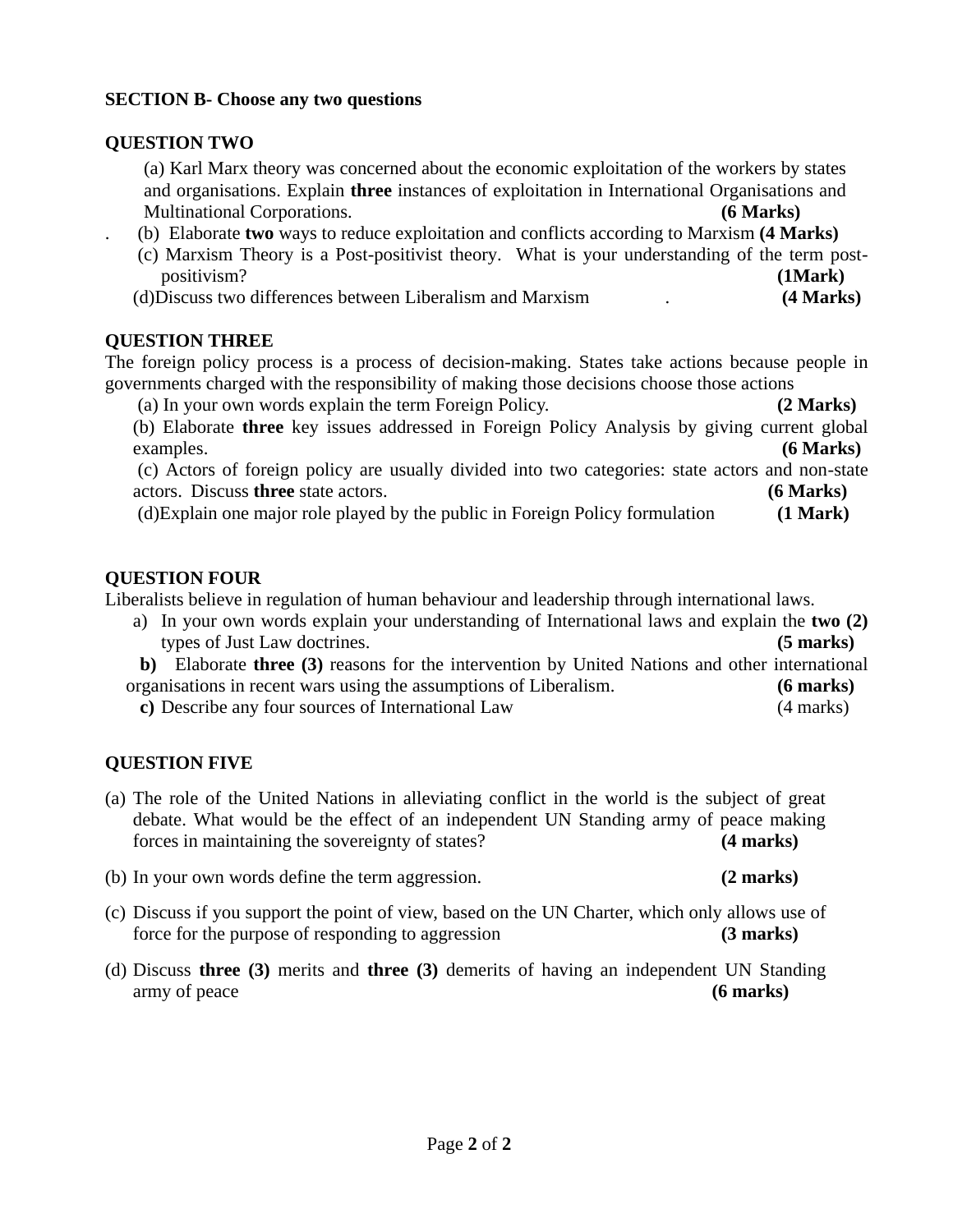**SECTION B- Choose any two questions**

**QUESTION TWO**

(a) Karl Marx theory was concerned about the economic exploitation of the workers by states and organisations. Explain **three** instances of exploitation in International Organisations and Multinational Corporations. **(6 Marks)**

(b) Elaborate **two** ways to reduce exploitation and conflicts according to Marxism **(4 Marks)**

(c) Marxism Theory is a Post-positivist theory. What is your understanding of the term post-positivism? **(1Mark)**

(d)Discuss two differences between Liberalism and Marxism . **(4 Marks)**

**QUESTION THREE**

The foreign policy process is a process of decision-making. States take actions because people in governments charged with the responsibility of making those decisions choose those actions

(a) In your own words explain the term Foreign Policy. **(2 Marks)**

(b) Elaborate **three** key issues addressed in Foreign Policy Analysis by giving current global examples. **(6 Marks)**

(c) Actors of foreign policy are usually divided into two categories: state actors and non-state actors. Discuss **three** state actors. **(6 Marks)**

(d)Explain one major role played by the public in Foreign Policy formulation **(1 Mark)**

**QUESTION FOUR**

Liberalists believe in regulation of human behaviour and leadership through international laws.

a) In your own words explain your understanding of International laws and explain the **two (2)** types of Just Law doctrines. **(5 marks)**

**b)** Elaborate **three (3)** reasons for the intervention by United Nations and other international organisations in recent wars using the assumptions of Liberalism. **(6 marks)**

**c)** Describe any four sources of International Law (4 marks)

**QUESTION FIVE**

(a) The role of the United Nations in alleviating conflict in the world is the subject of great debate. What would be the effect of an independent UN Standing army of peace making forces in maintaining the sovereignty of states? **(4 marks)**

(b) In your own words define the term aggression. **(2 marks)**

(c) Discuss if you support the point of view, based on the UN Charter, which only allows use of force for the purpose of responding to aggression **(3 marks)**

(d) Discuss **three (3)** merits and **three (3)** demerits of having an independent UN Standing army of peace **(6 marks)**